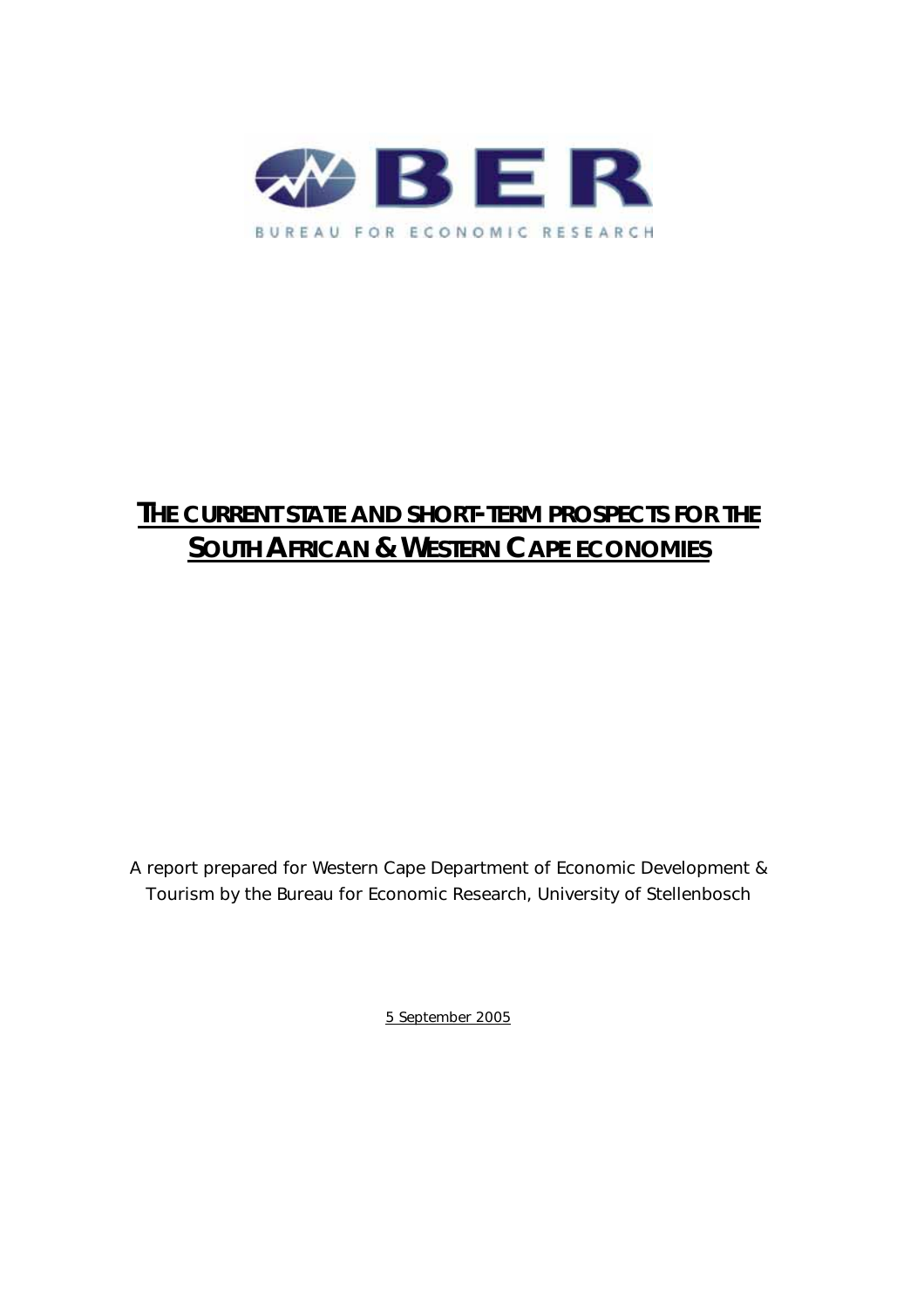BER

BUREAU FOR ECONOMIC RESEARCH

# THE CURRENT STATE AND SHORT-TERM PROSPECTS FOR THE SOUTH AFRICAN & WESTERN CAPE ECONOMIES

A report prepared for Western Cape Department of Economic Development & Tourism by the Bureau for Economic Research, University of Stellenbosch

5 September 2005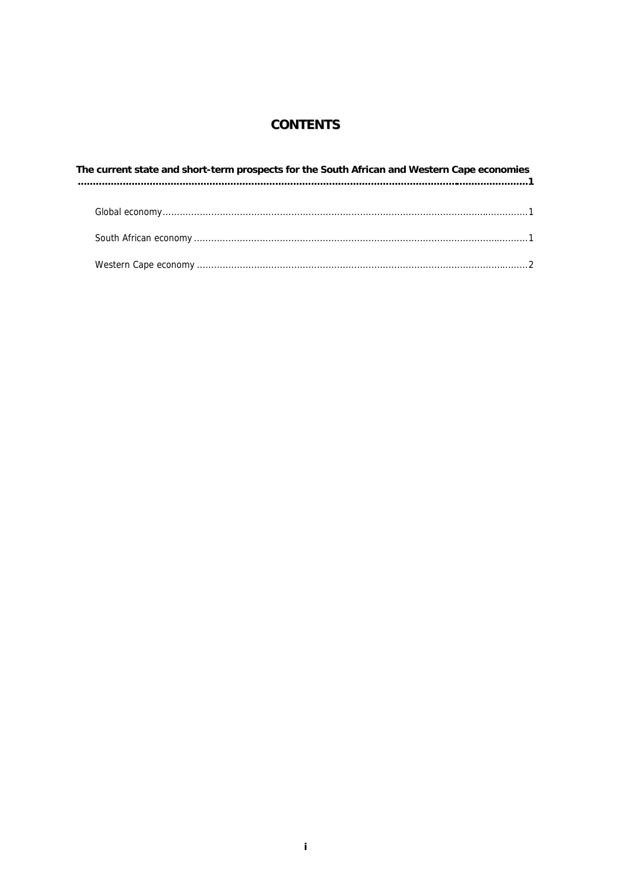# CONTENTS

**The current state and short-term prospects for the South African and Western Cape economies ........................................................................................................................................1**

Global economy.......................................................................................................................1

South African economy ...........................................................................................................1

Western Cape economy ...........................................................................................................2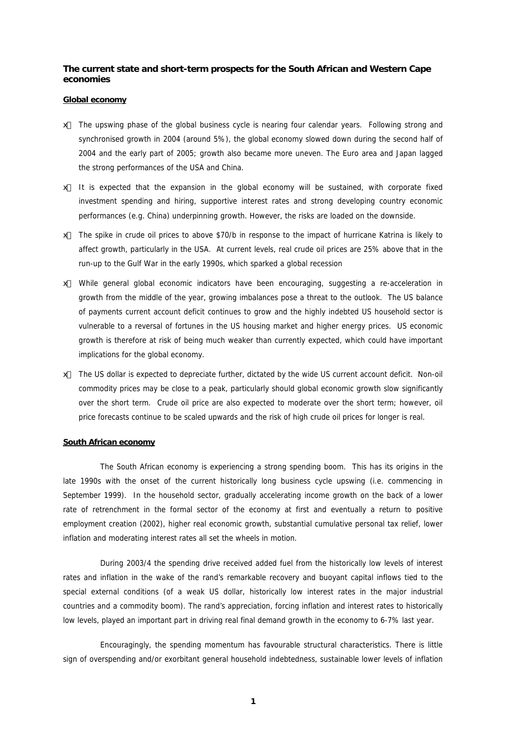**The current state and short-term prospects for the South African and Western Cape economies**

**Global economy**

- The upswing phase of the global business cycle is nearing four calendar years. Following strong and synchronised growth in 2004 (around 5%), the global economy slowed down during the second half of 2004 and the early part of 2005; growth also became more uneven. The Euro area and Japan lagged the strong performances of the USA and China.
- It is expected that the expansion in the global economy will be sustained, with corporate fixed investment spending and hiring, supportive interest rates and strong developing country economic performances (e.g. China) underpinning growth. However, the risks are loaded on the downside.
- The spike in crude oil prices to above \$70/b in response to the impact of hurricane Katrina is likely to affect growth, particularly in the USA. At current levels, real crude oil prices are 25% above that in the run-up to the Gulf War in the early 1990s, which sparked a global recession
- While general global economic indicators have been encouraging, suggesting a re-acceleration in growth from the middle of the year, growing imbalances pose a threat to the outlook. The US balance of payments current account deficit continues to grow and the highly indebted US household sector is vulnerable to a reversal of fortunes in the US housing market and higher energy prices. US economic growth is therefore at risk of being much weaker than currently expected, which could have important implications for the global economy.
- The US dollar is expected to depreciate further, dictated by the wide US current account deficit. Non-oil commodity prices may be close to a peak, particularly should global economic growth slow significantly over the short term. Crude oil price are also expected to moderate over the short term; however, oil price forecasts continue to be scaled upwards and the risk of high crude oil prices for longer is real.

**South African economy**

The South African economy is experiencing a strong spending boom. This has its origins in the late 1990s with the onset of the current historically long business cycle upswing (i.e. commencing in September 1999). In the household sector, gradually accelerating income growth on the back of a lower rate of retrenchment in the formal sector of the economy at first and eventually a return to positive employment creation (2002), higher real economic growth, substantial cumulative personal tax relief, lower inflation and moderating interest rates all set the wheels in motion.

During 2003/4 the spending drive received added fuel from the historically low levels of interest rates and inflation in the wake of the rand's remarkable recovery and buoyant capital inflows tied to the special external conditions (of a weak US dollar, historically low interest rates in the major industrial countries and a commodity boom). The rand's appreciation, forcing inflation and interest rates to historically low levels, played an important part in driving real final demand growth in the economy to 6-7% last year.

Encouragingly, the spending momentum has favourable structural characteristics. There is little sign of overspending and/or exorbitant general household indebtedness, sustainable lower levels of inflation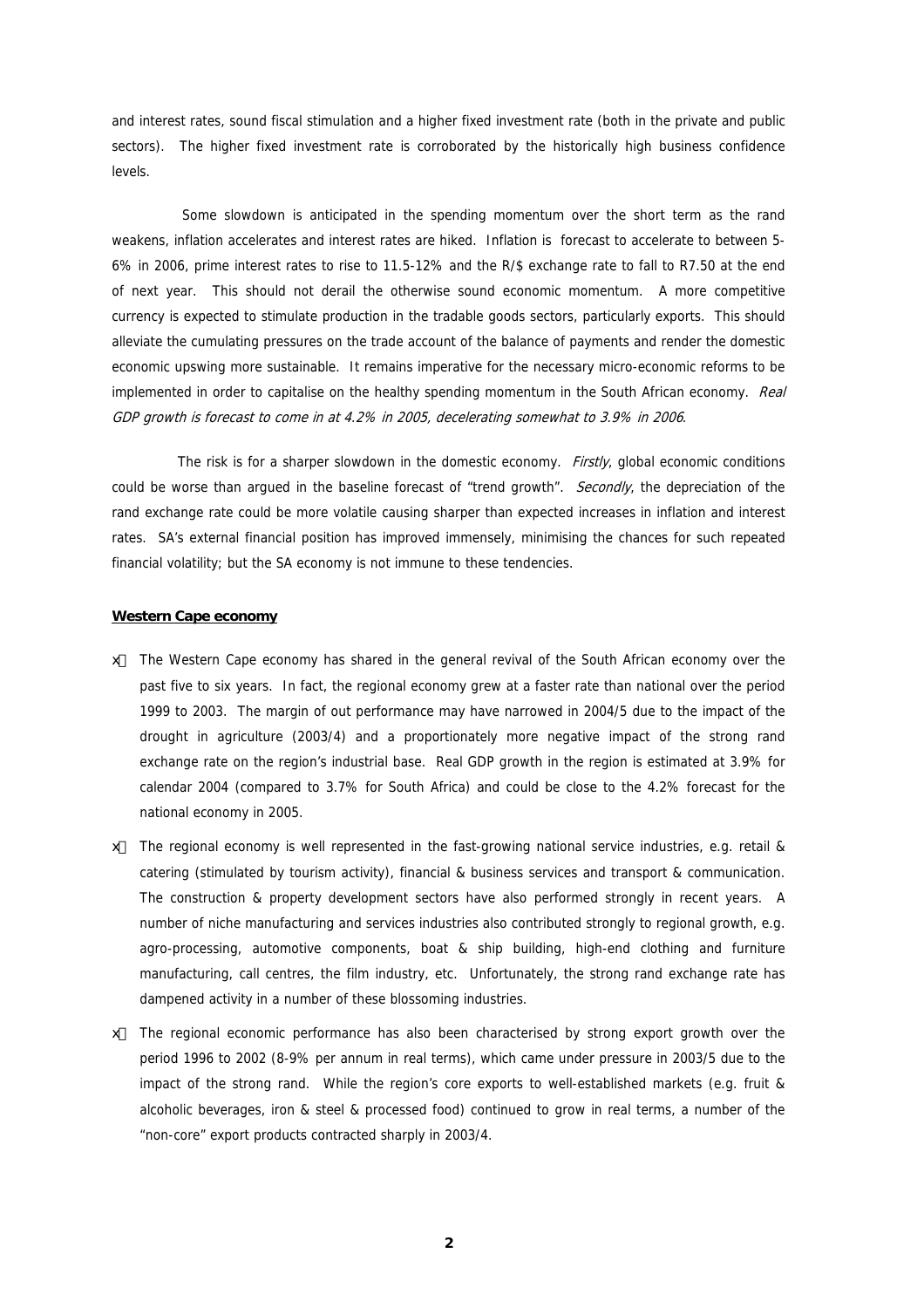and interest rates, sound fiscal stimulation and a higher fixed investment rate (both in the private and public sectors). The higher fixed investment rate is corroborated by the historically high business confidence levels.

Some slowdown is anticipated in the spending momentum over the short term as the rand weakens, inflation accelerates and interest rates are hiked. Inflation is forecast to accelerate to between 5-6% in 2006, prime interest rates to rise to 11.5-12% and the R/$ exchange rate to fall to R7.50 at the end of next year. This should not derail the otherwise sound economic momentum. A more competitive currency is expected to stimulate production in the tradable goods sectors, particularly exports. This should alleviate the cumulating pressures on the trade account of the balance of payments and render the domestic economic upswing more sustainable. It remains imperative for the necessary micro-economic reforms to be implemented in order to capitalise on the healthy spending momentum in the South African economy. *Real GDP growth is forecast to come in at 4.2% in 2005, decelerating somewhat to 3.9% in 2006.*

The risk is for a sharper slowdown in the domestic economy. *Firstly*, global economic conditions could be worse than argued in the baseline forecast of "trend growth". *Secondly*, the depreciation of the rand exchange rate could be more volatile causing sharper than expected increases in inflation and interest rates. SA's external financial position has improved immensely, minimising the chances for such repeated financial volatility; but the SA economy is not immune to these tendencies.

**Western Cape economy**

- The Western Cape economy has shared in the general revival of the South African economy over the past five to six years. In fact, the regional economy grew at a faster rate than national over the period 1999 to 2003. The margin of out performance may have narrowed in 2004/5 due to the impact of the drought in agriculture (2003/4) and a proportionately more negative impact of the strong rand exchange rate on the region's industrial base. Real GDP growth in the region is estimated at 3.9% for calendar 2004 (compared to 3.7% for South Africa) and could be close to the 4.2% forecast for the national economy in 2005.
- The regional economy is well represented in the fast-growing national service industries, e.g. retail & catering (stimulated by tourism activity), financial & business services and transport & communication. The construction & property development sectors have also performed strongly in recent years. A number of niche manufacturing and services industries also contributed strongly to regional growth, e.g. agro-processing, automotive components, boat & ship building, high-end clothing and furniture manufacturing, call centres, the film industry, etc. Unfortunately, the strong rand exchange rate has dampened activity in a number of these blossoming industries.
- The regional economic performance has also been characterised by strong export growth over the period 1996 to 2002 (8-9% per annum in real terms), which came under pressure in 2003/5 due to the impact of the strong rand. While the region's core exports to well-established markets (e.g. fruit & alcoholic beverages, iron & steel & processed food) continued to grow in real terms, a number of the "non-core" export products contracted sharply in 2003/4.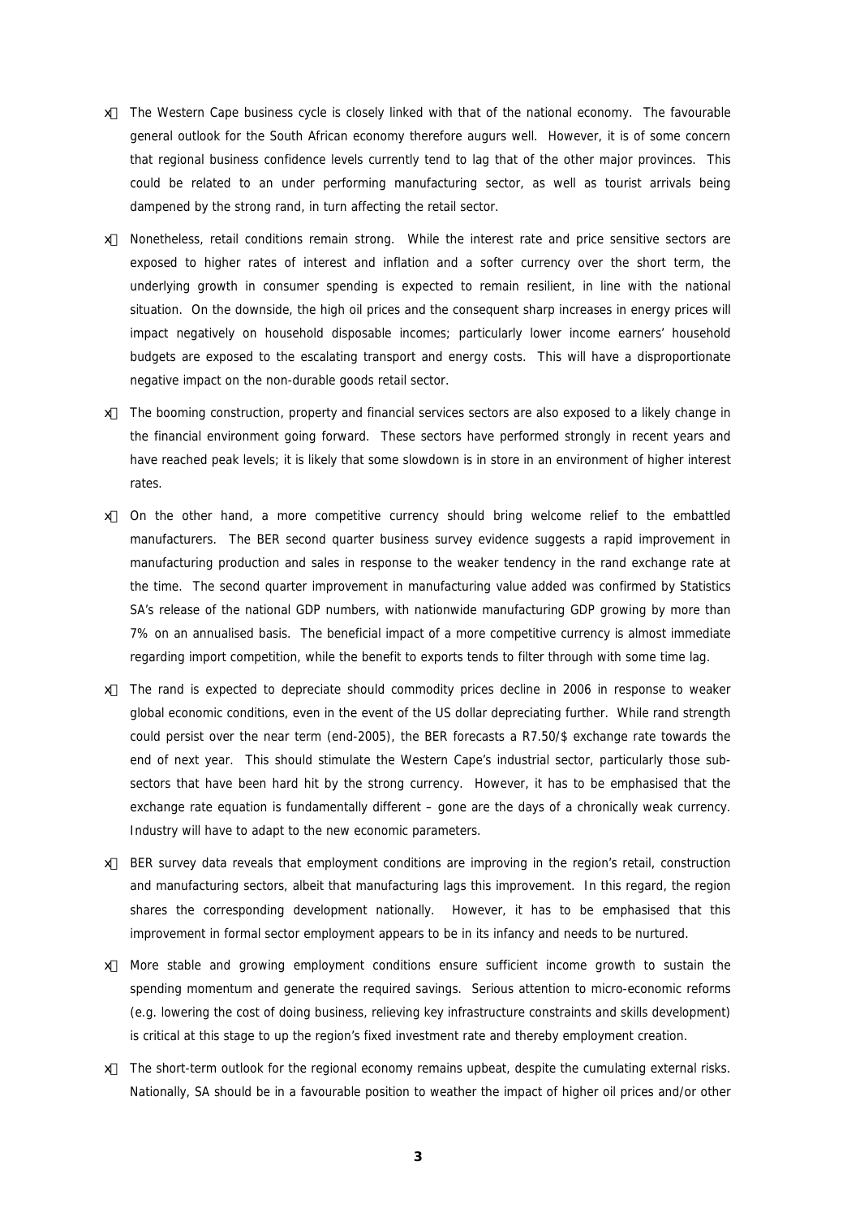- The Western Cape business cycle is closely linked with that of the national economy. The favourable general outlook for the South African economy therefore augurs well. However, it is of some concern that regional business confidence levels currently tend to lag that of the other major provinces. This could be related to an under performing manufacturing sector, as well as tourist arrivals being dampened by the strong rand, in turn affecting the retail sector.

- Nonetheless, retail conditions remain strong. While the interest rate and price sensitive sectors are exposed to higher rates of interest and inflation and a softer currency over the short term, the underlying growth in consumer spending is expected to remain resilient, in line with the national situation. On the downside, the high oil prices and the consequent sharp increases in energy prices will impact negatively on household disposable incomes; particularly lower income earners' household budgets are exposed to the escalating transport and energy costs. This will have a disproportionate negative impact on the non-durable goods retail sector.

- The booming construction, property and financial services sectors are also exposed to a likely change in the financial environment going forward. These sectors have performed strongly in recent years and have reached peak levels; it is likely that some slowdown is in store in an environment of higher interest rates.

- On the other hand, a more competitive currency should bring welcome relief to the embattled manufacturers. The BER second quarter business survey evidence suggests a rapid improvement in manufacturing production and sales in response to the weaker tendency in the rand exchange rate at the time. The second quarter improvement in manufacturing value added was confirmed by Statistics SA's release of the national GDP numbers, with nationwide manufacturing GDP growing by more than 7% on an annualised basis. The beneficial impact of a more competitive currency is almost immediate regarding import competition, while the benefit to exports tends to filter through with some time lag.

- The rand is expected to depreciate should commodity prices decline in 2006 in response to weaker global economic conditions, even in the event of the US dollar depreciating further. While rand strength could persist over the near term (end-2005), the BER forecasts a R7.50/$ exchange rate towards the end of next year. This should stimulate the Western Cape's industrial sector, particularly those sub-sectors that have been hard hit by the strong currency. However, it has to be emphasised that the exchange rate equation is fundamentally different – gone are the days of a chronically weak currency. Industry will have to adapt to the new economic parameters.

- BER survey data reveals that employment conditions are improving in the region's retail, construction and manufacturing sectors, albeit that manufacturing lags this improvement. In this regard, the region shares the corresponding development nationally. However, it has to be emphasised that this improvement in formal sector employment appears to be in its infancy and needs to be nurtured.

- More stable and growing employment conditions ensure sufficient income growth to sustain the spending momentum and generate the required savings. Serious attention to micro-economic reforms (e.g. lowering the cost of doing business, relieving key infrastructure constraints and skills development) is critical at this stage to up the region's fixed investment rate and thereby employment creation.

- The short-term outlook for the regional economy remains upbeat, despite the cumulating external risks. Nationally, SA should be in a favourable position to weather the impact of higher oil prices and/or other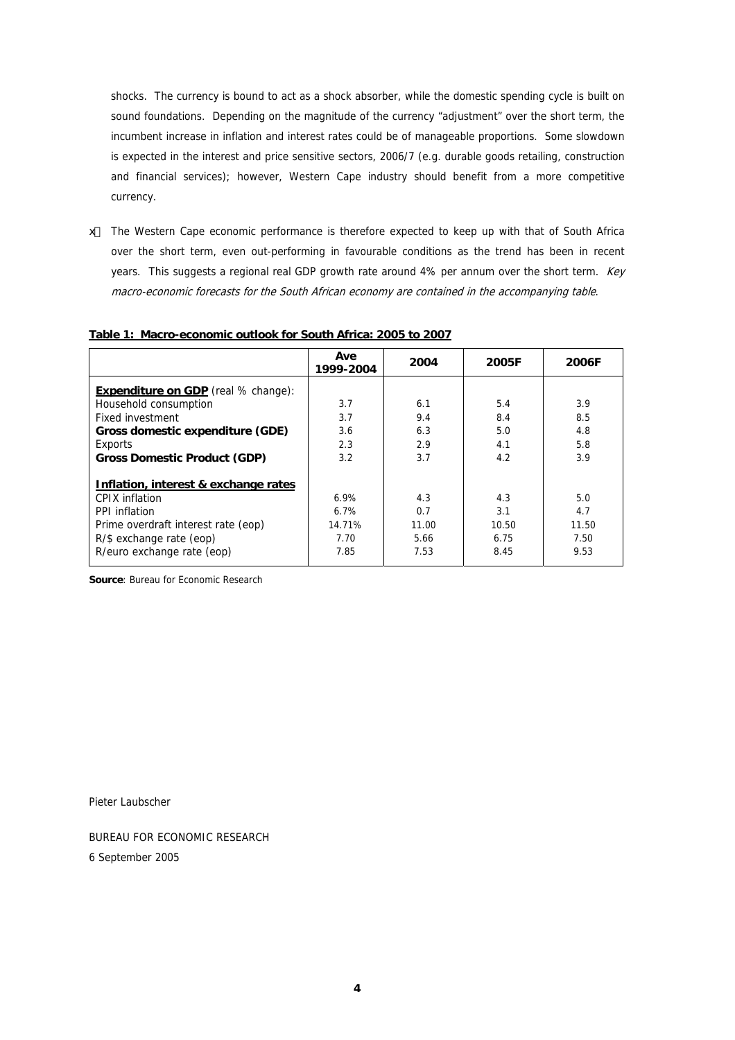shocks. The currency is bound to act as a shock absorber, while the domestic spending cycle is built on sound foundations. Depending on the magnitude of the currency "adjustment" over the short term, the incumbent increase in inflation and interest rates could be of manageable proportions. Some slowdown is expected in the interest and price sensitive sectors, 2006/7 (e.g. durable goods retailing, construction and financial services); however, Western Cape industry should benefit from a more competitive currency.

- The Western Cape economic performance is therefore expected to keep up with that of South Africa over the short term, even out-performing in favourable conditions as the trend has been in recent years. This suggests a regional real GDP growth rate around 4% per annum over the short term. *Key macro-economic forecasts for the South African economy are contained in the accompanying table*.

**Table 1: Macro-economic outlook for South Africa: 2005 to 2007**

| | Ave 1999-2004 | 2004 | 2005F | 2006F |
|---|---|---|---|---|
| **Expenditure on GDP** (real % change): | | | | |
| Household consumption | 3.7 | 6.1 | 5.4 | 3.9 |
| Fixed investment | 3.7 | 9.4 | 8.4 | 8.5 |
| **Gross domestic expenditure (GDE)** | 3.6 | 6.3 | 5.0 | 4.8 |
| Exports | 2.3 | 2.9 | 4.1 | 5.8 |
| **Gross Domestic Product (GDP)** | 3.2 | 3.7 | 4.2 | 3.9 |
| **Inflation, interest & exchange rates** | | | | |
| CPIX inflation | 6.9% | 4.3 | 4.3 | 5.0 |
| PPI inflation | 6.7% | 0.7 | 3.1 | 4.7 |
| Prime overdraft interest rate (eop) | 14.71% | 11.00 | 10.50 | 11.50 |
| R/$ exchange rate (eop) | 7.70 | 5.66 | 6.75 | 7.50 |
| R/euro exchange rate (eop) | 7.85 | 7.53 | 8.45 | 9.53 |

**Source**: Bureau for Economic Research

Pieter Laubscher

BUREAU FOR ECONOMIC RESEARCH

6 September 2005